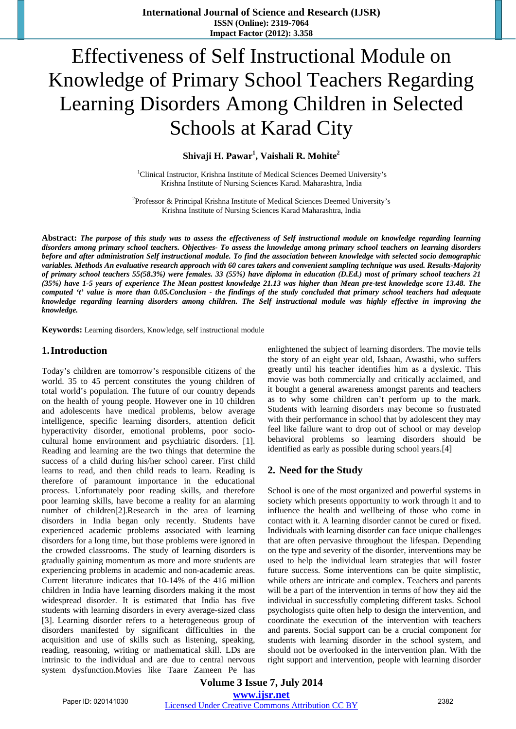// Effectiveness of Self Instructional Module on Knowledge of Primary School Teachers Regarding Learning Disorders Among Children in Selected Schools at Karad City

# Effectiveness of Self Instructional Module on Knowledge of Primary School Teachers Regarding Learning Disorders Among Children in Selected Schools at Karad City

**Shivaji H. Pawar[1], Vaishali R. Mohite[2]**

[1]Clinical Instructor, Krishna Institute of Medical Sciences Deemed University's Krishna Institute of Nursing Sciences Karad. Maharashtra, India

[2]Professor & Principal Krishna Institute of Medical Sciences Deemed University's Krishna Institute of Nursing Sciences Karad Maharashtra, India

**Abstract:** ***The purpose of this study was to assess the effectiveness of Self instructional module on knowledge regarding learning disorders among primary school teachers. Objectives- To assess the knowledge among primary school teachers him on learning disorders before and after administration Self instructional module. To find the association between knowledge with selected socio demographic variables. Methods An evaluative research approach with 60 cares takers and convenient sampling technique was used. Results-Majority of primary school teachers 55(58.3%) were females. 33 (55%) have diploma in education (D.Ed.) most of primary school teachers 21 (35%) have 1-5 years of experience The Mean posttest knowledge 21.13 was higher than Mean pre-test knowledge score 13.48. The computed 't' value is more than 0.05.Conclusion - the findings of the study concluded that primary school teachers had adequate knowledge regarding learning disorders among children. The Self instructional module was highly effective in improving the knowledge.***

**Keywords:** Learning disorders, Knowledge, self instructional module

## 1. Introduction

Today's children are tomorrow's responsible citizens of the world. 35 to 45 percent constitutes the young children of total world's population. The future of our country depends on the health of young people. However one in 10 children and adolescents have medical problems, below average intelligence, specific learning disorders, attention deficit hyperactivity disorder, emotional problems, poor socio-cultural home environment and psychiatric disorders. [1]. Reading and learning are the two things that determine the success of a child during his/her school career. First child learns to read, and then child reads to learn. Reading is therefore of paramount importance in the educational process. Unfortunately poor reading skills, and therefore poor learning skills, have become a reality for an alarming number of children[2].Research in the area of learning disorders in India began only recently. Students have experienced academic problems associated with learning disorders for a long time, but those problems were ignored in the crowded classrooms. The study of learning disorders is gradually gaining momentum as more and more students are experiencing problems in academic and non-academic areas. Current literature indicates that 10-14% of the 416 million children in India have learning disorders making it the most widespread disorder. It is estimated that India has five students with learning disorders in every average-sized class [3]. Learning disorder refers to a heterogeneous group of disorders manifested by significant difficulties in the acquisition and use of skills such as listening, speaking, reading, reasoning, writing or mathematical skill. LDs are intrinsic to the individual and are due to central nervous system dysfunction.Movies like Taare Zameen Pe has enlightened the subject of learning disorders. The movie tells the story of an eight year old, Ishaan, Awasthi, who suffers greatly until his teacher identifies him as a dyslexic. This movie was both commercially and critically acclaimed, and it bought a general awareness amongst parents and teachers as to why some children can't perform up to the mark. Students with learning disorders may become so frustrated with their performance in school that by adolescent they may feel like failure want to drop out of school or may develop behavioral problems so learning disorders should be identified as early as possible during school years.[4]

## 2. Need for the Study

School is one of the most organized and powerful systems in society which presents opportunity to work through it and to influence the health and wellbeing of those who come in contact with it. A learning disorder cannot be cured or fixed. Individuals with learning disorder can face unique challenges that are often pervasive throughout the lifespan. Depending on the type and severity of the disorder, interventions may be used to help the individual learn strategies that will foster future success. Some interventions can be quite simplistic, while others are intricate and complex. Teachers and parents will be a part of the intervention in terms of how they aid the individual in successfully completing different tasks. School psychologists quite often help to design the intervention, and coordinate the execution of the intervention with teachers and parents. Social support can be a crucial component for students with learning disorder in the school system, and should not be overlooked in the intervention plan. With the right support and intervention, people with learning disorder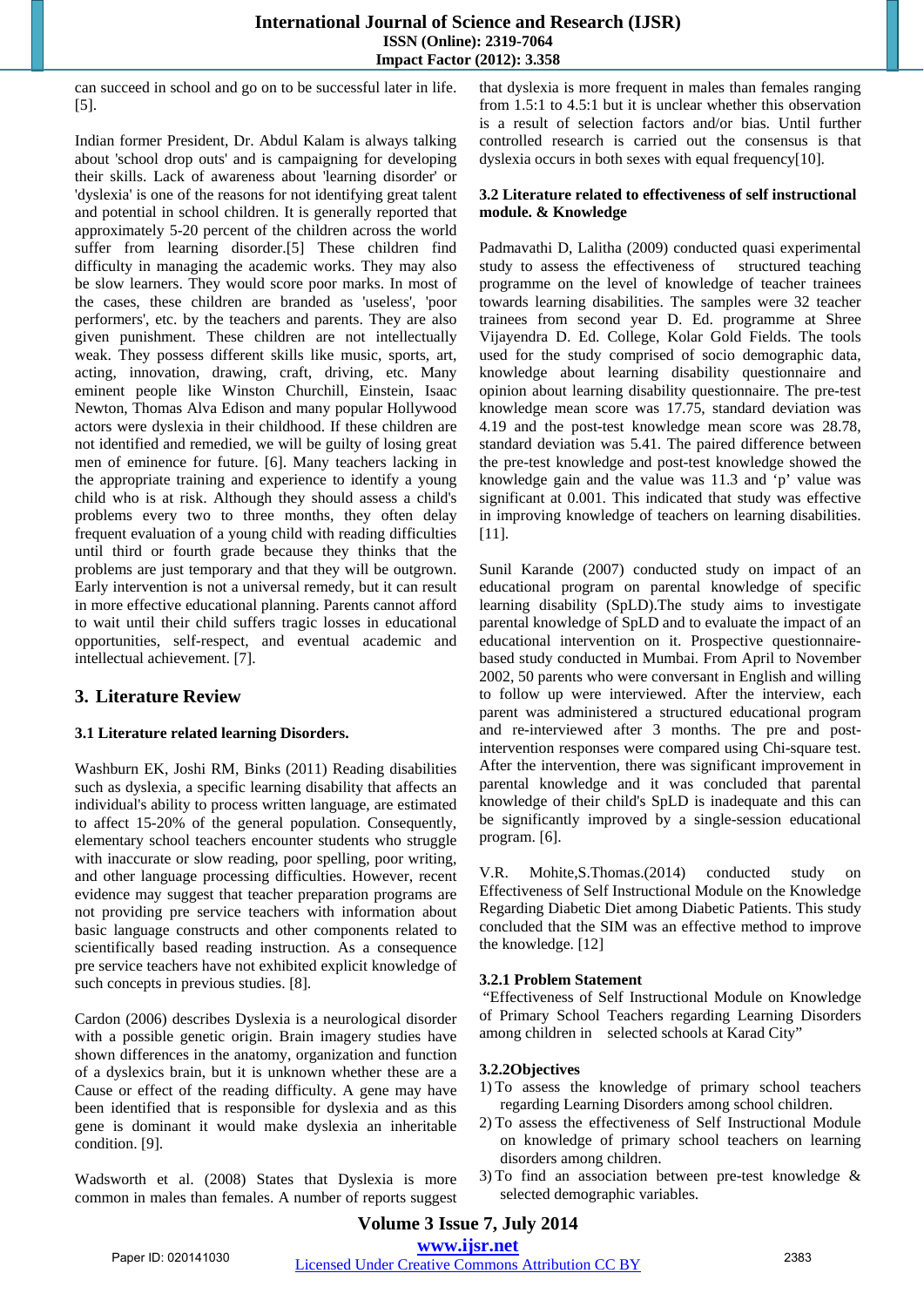can succeed in school and go on to be successful later in life. [5].

Indian former President, Dr. Abdul Kalam is always talking about 'school drop outs' and is campaigning for developing their skills. Lack of awareness about 'learning disorder' or 'dyslexia' is one of the reasons for not identifying great talent and potential in school children. It is generally reported that approximately 5-20 percent of the children across the world suffer from learning disorder.[5] These children find difficulty in managing the academic works. They may also be slow learners. They would score poor marks. In most of the cases, these children are branded as 'useless', 'poor performers', etc. by the teachers and parents. They are also given punishment. These children are not intellectually weak. They possess different skills like music, sports, art, acting, innovation, drawing, craft, driving, etc. Many eminent people like Winston Churchill, Einstein, Isaac Newton, Thomas Alva Edison and many popular Hollywood actors were dyslexia in their childhood. If these children are not identified and remedied, we will be guilty of losing great men of eminence for future. [6]. Many teachers lacking in the appropriate training and experience to identify a young child who is at risk. Although they should assess a child's problems every two to three months, they often delay frequent evaluation of a young child with reading difficulties until third or fourth grade because they thinks that the problems are just temporary and that they will be outgrown. Early intervention is not a universal remedy, but it can result in more effective educational planning. Parents cannot afford to wait until their child suffers tragic losses in educational opportunities, self-respect, and eventual academic and intellectual achievement. [7].

## 3. Literature Review

### 3.1 Literature related learning Disorders.

Washburn EK, Joshi RM, Binks (2011) Reading disabilities such as dyslexia, a specific learning disability that affects an individual's ability to process written language, are estimated to affect 15-20% of the general population. Consequently, elementary school teachers encounter students who struggle with inaccurate or slow reading, poor spelling, poor writing, and other language processing difficulties. However, recent evidence may suggest that teacher preparation programs are not providing pre service teachers with information about basic language constructs and other components related to scientifically based reading instruction. As a consequence pre service teachers have not exhibited explicit knowledge of such concepts in previous studies. [8].

Cardon (2006) describes Dyslexia is a neurological disorder with a possible genetic origin. Brain imagery studies have shown differences in the anatomy, organization and function of a dyslexics brain, but it is unknown whether these are a Cause or effect of the reading difficulty. A gene may have been identified that is responsible for dyslexia and as this gene is dominant it would make dyslexia an inheritable condition. [9].

Wadsworth et al. (2008) States that Dyslexia is more common in males than females. A number of reports suggest that dyslexia is more frequent in males than females ranging from 1.5:1 to 4.5:1 but it is unclear whether this observation is a result of selection factors and/or bias. Until further controlled research is carried out the consensus is that dyslexia occurs in both sexes with equal frequency[10].

### 3.2 Literature related to effectiveness of self instructional module. & Knowledge

Padmavathi D, Lalitha (2009) conducted quasi experimental study to assess the effectiveness of structured teaching programme on the level of knowledge of teacher trainees towards learning disabilities. The samples were 32 teacher trainees from second year D. Ed. programme at Shree Vijayendra D. Ed. College, Kolar Gold Fields. The tools used for the study comprised of socio demographic data, knowledge about learning disability questionnaire and opinion about learning disability questionnaire. The pre-test knowledge mean score was 17.75, standard deviation was 4.19 and the post-test knowledge mean score was 28.78, standard deviation was 5.41. The paired difference between the pre-test knowledge and post-test knowledge showed the knowledge gain and the value was 11.3 and 'p' value was significant at 0.001. This indicated that study was effective in improving knowledge of teachers on learning disabilities. [11].

Sunil Karande (2007) conducted study on impact of an educational program on parental knowledge of specific learning disability (SpLD).The study aims to investigate parental knowledge of SpLD and to evaluate the impact of an educational intervention on it. Prospective questionnaire-based study conducted in Mumbai. From April to November 2002, 50 parents who were conversant in English and willing to follow up were interviewed. After the interview, each parent was administered a structured educational program and re-interviewed after 3 months. The pre and post-intervention responses were compared using Chi-square test. After the intervention, there was significant improvement in parental knowledge and it was concluded that parental knowledge of their child's SpLD is inadequate and this can be significantly improved by a single-session educational program. [6].

V.R. Mohite,S.Thomas.(2014) conducted study on Effectiveness of Self Instructional Module on the Knowledge Regarding Diabetic Diet among Diabetic Patients. This study concluded that the SIM was an effective method to improve the knowledge. [12]

#### 3.2.1 Problem Statement

"Effectiveness of Self Instructional Module on Knowledge of Primary School Teachers regarding Learning Disorders among children in selected schools at Karad City"

#### 3.2.2Objectives

1) To assess the knowledge of primary school teachers regarding Learning Disorders among school children.
2) To assess the effectiveness of Self Instructional Module on knowledge of primary school teachers on learning disorders among children.
3) To find an association between pre-test knowledge & selected demographic variables.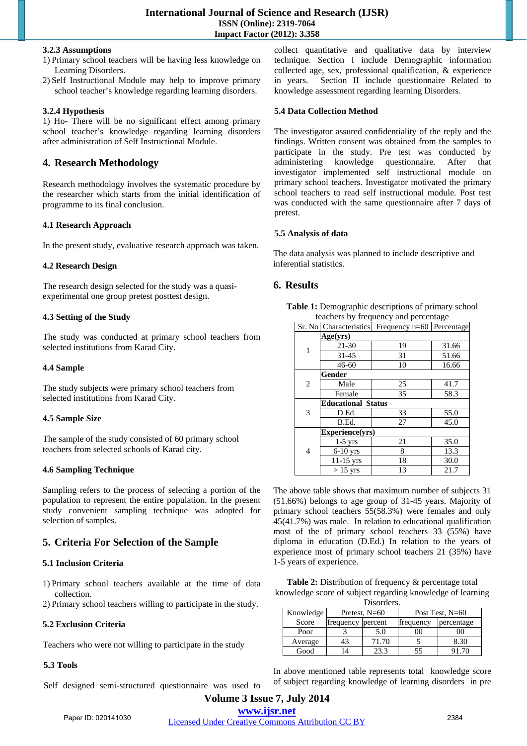### 3.2.3 Assumptions

1) Primary school teachers will be having less knowledge on Learning Disorders.
2) Self Instructional Module may help to improve primary school teacher's knowledge regarding learning disorders.

### 3.2.4 Hypothesis

1) Ho- There will be no significant effect among primary school teacher's knowledge regarding learning disorders after administration of Self Instructional Module.

## 4. Research Methodology

Research methodology involves the systematic procedure by the researcher which starts from the initial identification of programme to its final conclusion.

### 4.1 Research Approach

In the present study, evaluative research approach was taken.

### 4.2 Research Design

The research design selected for the study was a quasi-experimental one group pretest posttest design.

### 4.3 Setting of the Study

The study was conducted at primary school teachers from selected institutions from Karad City.

### 4.4 Sample

The study subjects were primary school teachers from selected institutions from Karad City.

### 4.5 Sample Size

The sample of the study consisted of 60 primary school teachers from selected schools of Karad city.

### 4.6 Sampling Technique

Sampling refers to the process of selecting a portion of the population to represent the entire population. In the present study convenient sampling technique was adopted for selection of samples.

## 5. Criteria For Selection of the Sample

### 5.1 Inclusion Criteria

1) Primary school teachers available at the time of data collection.
2) Primary school teachers willing to participate in the study.

### 5.2 Exclusion Criteria

Teachers who were not willing to participate in the study

### 5.3 Tools

Self designed semi-structured questionnaire was used to collect quantitative and qualitative data by interview technique. Section I include Demographic information collected age, sex, professional qualification, & experience in years. Section II include questionnaire Related to knowledge assessment regarding learning Disorders.

### 5.4 Data Collection Method

The investigator assured confidentiality of the reply and the findings. Written consent was obtained from the samples to participate in the study. Pre test was conducted by administering knowledge questionnaire. After that investigator implemented self instructional module on primary school teachers. Investigator motivated the primary school teachers to read self instructional module. Post test was conducted with the same questionnaire after 7 days of pretest.

### 5.5 Analysis of data

The data analysis was planned to include descriptive and inferential statistics.

## 6. Results

**Table 1:** Demographic descriptions of primary school teachers by frequency and percentage

| Sr. No | Characteristics | Frequency n=60 | Percentage |
|---|---|---|---|
| 1 | **Age(yrs)** | | |
| | 21-30 | 19 | 31.66 |
| | 31-45 | 31 | 51.66 |
| | 46-60 | 10 | 16.66 |
| 2 | **Gender** | | |
| | Male | 25 | 41.7 |
| | Female | 35 | 58.3 |
| 3 | **Educational Status** | | |
| | D.Ed. | 33 | 55.0 |
| | B.Ed. | 27 | 45.0 |
| 4 | **Experience(yrs)** | | |
| | 1-5 yrs | 21 | 35.0 |
| | 6-10 yrs | 8 | 13.3 |
| | 11-15 yrs | 18 | 30.0 |
| | > 15 yrs | 13 | 21.7 |

The above table shows that maximum number of subjects 31 (51.66%) belongs to age group of 31-45 years. Majority of primary school teachers 55(58.3%) were females and only 45(41.7%) was male. In relation to educational qualification most of the of primary school teachers 33 (55%) have diploma in education (D.Ed.) In relation to the years of experience most of primary school teachers 21 (35%) have 1-5 years of experience.

**Table 2:** Distribution of frequency & percentage total knowledge score of subject regarding knowledge of learning Disorders.

| Knowledge | Pretest, N=60 | | Post Test, N=60 | |
|---|---|---|---|---|
| Score | frequency | percent | frequency | percentage |
| Poor | 3 | 5.0 | 00 | 00 |
| Average | 43 | 71.70 | 5 | 8.30 |
| Good | 14 | 23.3 | 55 | 91.70 |

In above mentioned table represents total knowledge score of subject regarding knowledge of learning disorders in pre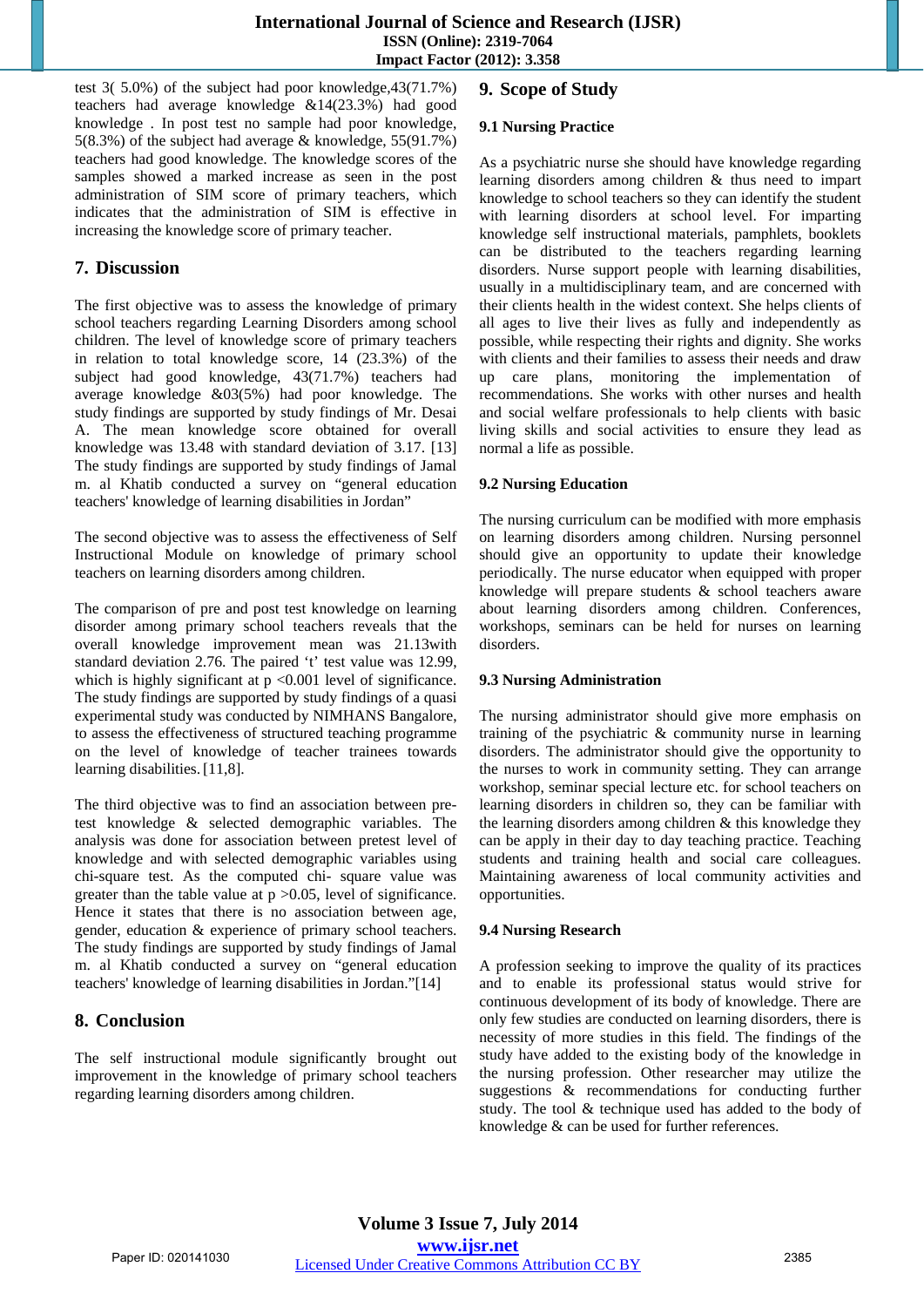test 3( 5.0%) of the subject had poor knowledge,43(71.7%) teachers had average knowledge &14(23.3%) had good knowledge . In post test no sample had poor knowledge, 5(8.3%) of the subject had average & knowledge, 55(91.7%) teachers had good knowledge. The knowledge scores of the samples showed a marked increase as seen in the post administration of SIM score of primary teachers, which indicates that the administration of SIM is effective in increasing the knowledge score of primary teacher.

## 7. Discussion

The first objective was to assess the knowledge of primary school teachers regarding Learning Disorders among school children. The level of knowledge score of primary teachers in relation to total knowledge score, 14 (23.3%) of the subject had good knowledge, 43(71.7%) teachers had average knowledge &03(5%) had poor knowledge. The study findings are supported by study findings of Mr. Desai A. The mean knowledge score obtained for overall knowledge was 13.48 with standard deviation of 3.17. [13] The study findings are supported by study findings of Jamal m. al Khatib conducted a survey on "general education teachers' knowledge of learning disabilities in Jordan"

The second objective was to assess the effectiveness of Self Instructional Module on knowledge of primary school teachers on learning disorders among children.

The comparison of pre and post test knowledge on learning disorder among primary school teachers reveals that the overall knowledge improvement mean was 21.13with standard deviation 2.76. The paired 't' test value was 12.99, which is highly significant at $p < 0.001$ level of significance. The study findings are supported by study findings of a quasi experimental study was conducted by NIMHANS Bangalore, to assess the effectiveness of structured teaching programme on the level of knowledge of teacher trainees towards learning disabilities. [11,8].

The third objective was to find an association between pre-test knowledge & selected demographic variables. The analysis was done for association between pretest level of knowledge and with selected demographic variables using chi-square test. As the computed chi- square value was greater than the table value at $p > 0.05$, level of significance. Hence it states that there is no association between age, gender, education & experience of primary school teachers. The study findings are supported by study findings of Jamal m. al Khatib conducted a survey on "general education teachers' knowledge of learning disabilities in Jordan."[14]

## 8. Conclusion

The self instructional module significantly brought out improvement in the knowledge of primary school teachers regarding learning disorders among children.

## 9. Scope of Study

### 9.1 Nursing Practice

As a psychiatric nurse she should have knowledge regarding learning disorders among children & thus need to impart knowledge to school teachers so they can identify the student with learning disorders at school level. For imparting knowledge self instructional materials, pamphlets, booklets can be distributed to the teachers regarding learning disorders. Nurse support people with learning disabilities, usually in a multidisciplinary team, and are concerned with their clients health in the widest context. She helps clients of all ages to live their lives as fully and independently as possible, while respecting their rights and dignity. She works with clients and their families to assess their needs and draw up care plans, monitoring the implementation of recommendations. She works with other nurses and health and social welfare professionals to help clients with basic living skills and social activities to ensure they lead as normal a life as possible.

### 9.2 Nursing Education

The nursing curriculum can be modified with more emphasis on learning disorders among children. Nursing personnel should give an opportunity to update their knowledge periodically. The nurse educator when equipped with proper knowledge will prepare students & school teachers aware about learning disorders among children. Conferences, workshops, seminars can be held for nurses on learning disorders.

### 9.3 Nursing Administration

The nursing administrator should give more emphasis on training of the psychiatric & community nurse in learning disorders. The administrator should give the opportunity to the nurses to work in community setting. They can arrange workshop, seminar special lecture etc. for school teachers on learning disorders in children so, they can be familiar with the learning disorders among children & this knowledge they can be apply in their day to day teaching practice. Teaching students and training health and social care colleagues. Maintaining awareness of local community activities and opportunities.

### 9.4 Nursing Research

A profession seeking to improve the quality of its practices and to enable its professional status would strive for continuous development of its body of knowledge. There are only few studies are conducted on learning disorders, there is necessity of more studies in this field. The findings of the study have added to the existing body of the knowledge in the nursing profession. Other researcher may utilize the suggestions & recommendations for conducting further study. The tool & technique used has added to the body of knowledge & can be used for further references.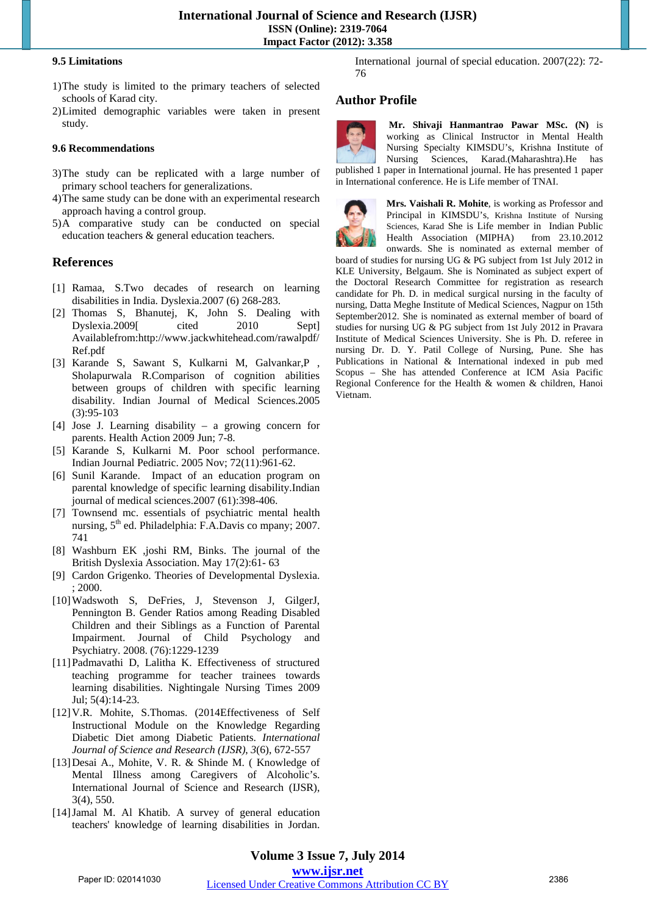### 9.5 Limitations

1) The study is limited to the primary teachers of selected schools of Karad city.
2) Limited demographic variables were taken in present study.

### 9.6 Recommendations

3) The study can be replicated with a large number of primary school teachers for generalizations.
4) The same study can be done with an experimental research approach having a control group.
5) A comparative study can be conducted on special education teachers & general education teachers.

## References

[1] Ramaa, S.Two decades of research on learning disabilities in India. Dyslexia.2007 (6) 268-283.

[2] Thomas S, Bhanutej, K, John S. Dealing with Dyslexia.2009[ cited 2010 Sept] Availablefrom:http://www.jackwhitehead.com/rawalpdf/Ref.pdf

[3] Karande S, Sawant S, Kulkarni M, Galvankar,P , Sholapurwala R.Comparison of cognition abilities between groups of children with specific learning disability. Indian Journal of Medical Sciences.2005 (3):95-103

[4] Jose J. Learning disability – a growing concern for parents. Health Action 2009 Jun; 7-8.

[5] Karande S, Kulkarni M. Poor school performance. Indian Journal Pediatric. 2005 Nov; 72(11):961-62.

[6] Sunil Karande. Impact of an education program on parental knowledge of specific learning disability.Indian journal of medical sciences.2007 (61):398-406.

[7] Townsend mc. essentials of psychiatric mental health nursing, 5th ed. Philadelphia: F.A.Davis co mpany; 2007. 741

[8] Washburn EK ,joshi RM, Binks. The journal of the British Dyslexia Association. May 17(2):61- 63

[9] Cardon Grigenko. Theories of Developmental Dyslexia. ; 2000.

[10] Wadswoth S, DeFries, J, Stevenson J, GilgerJ, Pennington B. Gender Ratios among Reading Disabled Children and their Siblings as a Function of Parental Impairment. Journal of Child Psychology and Psychiatry. 2008. (76):1229-1239

[11] Padmavathi D, Lalitha K. Effectiveness of structured teaching programme for teacher trainees towards learning disabilities. Nightingale Nursing Times 2009 Jul; 5(4):14-23.

[12] V.R. Mohite, S.Thomas. (2014Effectiveness of Self Instructional Module on the Knowledge Regarding Diabetic Diet among Diabetic Patients. *International Journal of Science and Research (IJSR)*, *3*(6), 672-557

[13] Desai A., Mohite, V. R. & Shinde M. ( Knowledge of Mental Illness among Caregivers of Alcoholic's. International Journal of Science and Research (IJSR), 3(4), 550.

[14] Jamal M. Al Khatib. A survey of general education teachers' knowledge of learning disabilities in Jordan. International journal of special education. 2007(22): 72-76

## Author Profile

**Mr. Shivaji Hanmantrao Pawar MSc. (N)** is working as Clinical Instructor in Mental Health Nursing Specialty KIMSDU's, Krishna Institute of Nursing Sciences, Karad.(Maharashtra).He has published 1 paper in International journal. He has presented 1 paper in International conference. He is Life member of TNAI.

**Mrs. Vaishali R. Mohite**, is working as Professor and Principal in KIMSDU's, Krishna Institute of Nursing Sciences, Karad She is Life member in Indian Public Health Association (MIPHA) from 23.10.2012 onwards. She is nominated as external member of board of studies for nursing UG & PG subject from 1st July 2012 in KLE University, Belgaum. She is Nominated as subject expert of the Doctoral Research Committee for registration as research candidate for Ph. D. in medical surgical nursing in the faculty of nursing, Datta Meghe Institute of Medical Sciences, Nagpur on 15th September2012. She is nominated as external member of board of studies for nursing UG & PG subject from 1st July 2012 in Pravara Institute of Medical Sciences University. She is Ph. D. referee in nursing Dr. D. Y. Patil College of Nursing, Pune. She has Publications in National & International indexed in pub med Scopus – She has attended Conference at ICM Asia Pacific Regional Conference for the Health & women & children, Hanoi Vietnam.